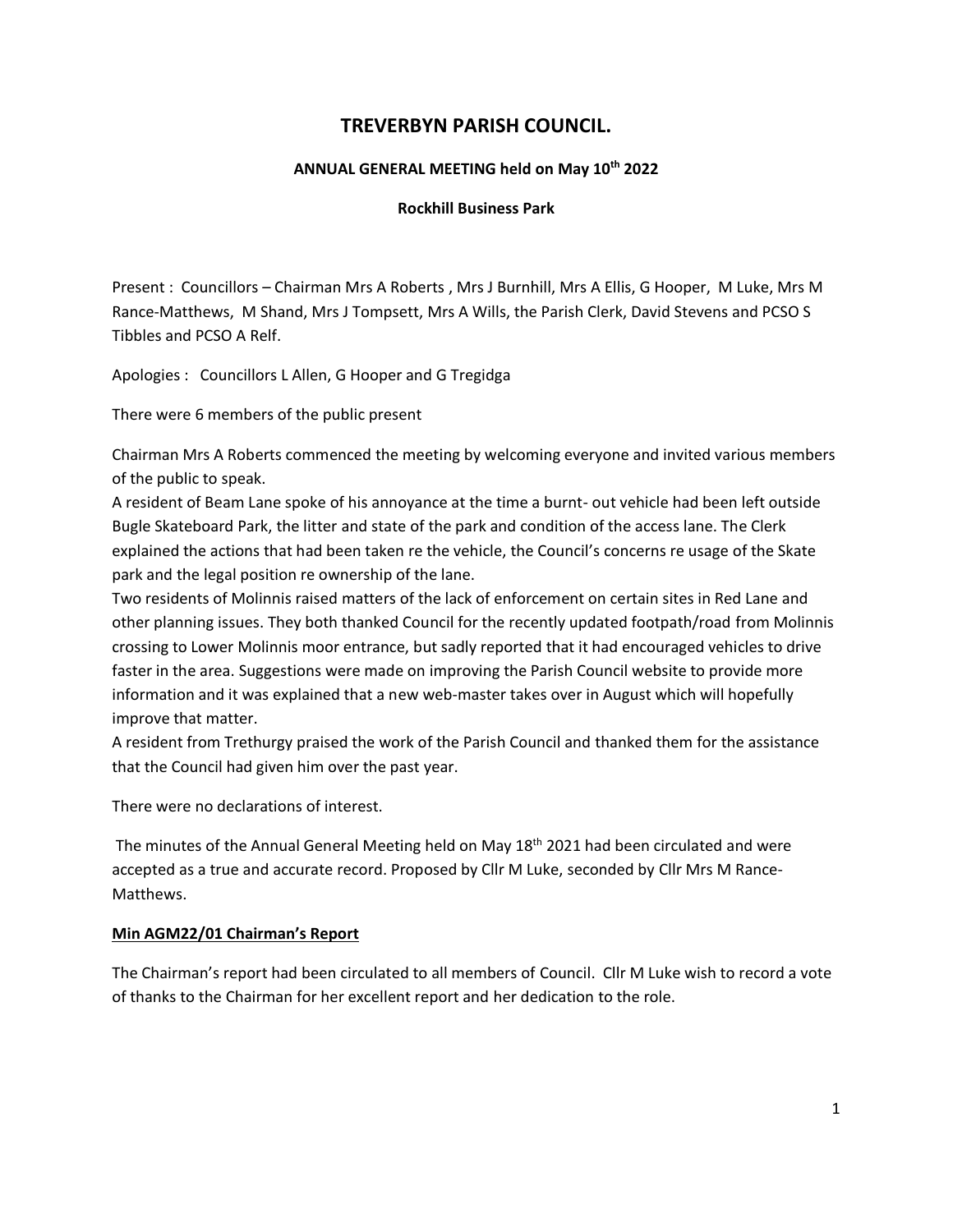# TREVERBYN PARISH COUNCIL.

## ANNUAL GENERAL MEETING held on May 10th 2022

### Rockhill Business Park

Present : Councillors – Chairman Mrs A Roberts , Mrs J Burnhill, Mrs A Ellis, G Hooper, M Luke, Mrs M Rance-Matthews, M Shand, Mrs J Tompsett, Mrs A Wills, the Parish Clerk, David Stevens and PCSO S Tibbles and PCSO A Relf.

Apologies : Councillors L Allen, G Hooper and G Tregidga

There were 6 members of the public present

Chairman Mrs A Roberts commenced the meeting by welcoming everyone and invited various members of the public to speak.

A resident of Beam Lane spoke of his annoyance at the time a burnt- out vehicle had been left outside Bugle Skateboard Park, the litter and state of the park and condition of the access lane. The Clerk explained the actions that had been taken re the vehicle, the Council's concerns re usage of the Skate park and the legal position re ownership of the lane.

Two residents of Molinnis raised matters of the lack of enforcement on certain sites in Red Lane and other planning issues. They both thanked Council for the recently updated footpath/road from Molinnis crossing to Lower Molinnis moor entrance, but sadly reported that it had encouraged vehicles to drive faster in the area. Suggestions were made on improving the Parish Council website to provide more information and it was explained that a new web-master takes over in August which will hopefully improve that matter.

A resident from Trethurgy praised the work of the Parish Council and thanked them for the assistance that the Council had given him over the past year.

There were no declarations of interest.

The minutes of the Annual General Meeting held on May 18th 2021 had been circulated and were accepted as a true and accurate record. Proposed by Cllr M Luke, seconded by Cllr Mrs M Rance-Matthews.

**Min AGM22/01 Chairman's Report**

The Chairman's report had been circulated to all members of Council. Cllr M Luke wish to record a vote of thanks to the Chairman for her excellent report and her dedication to the role.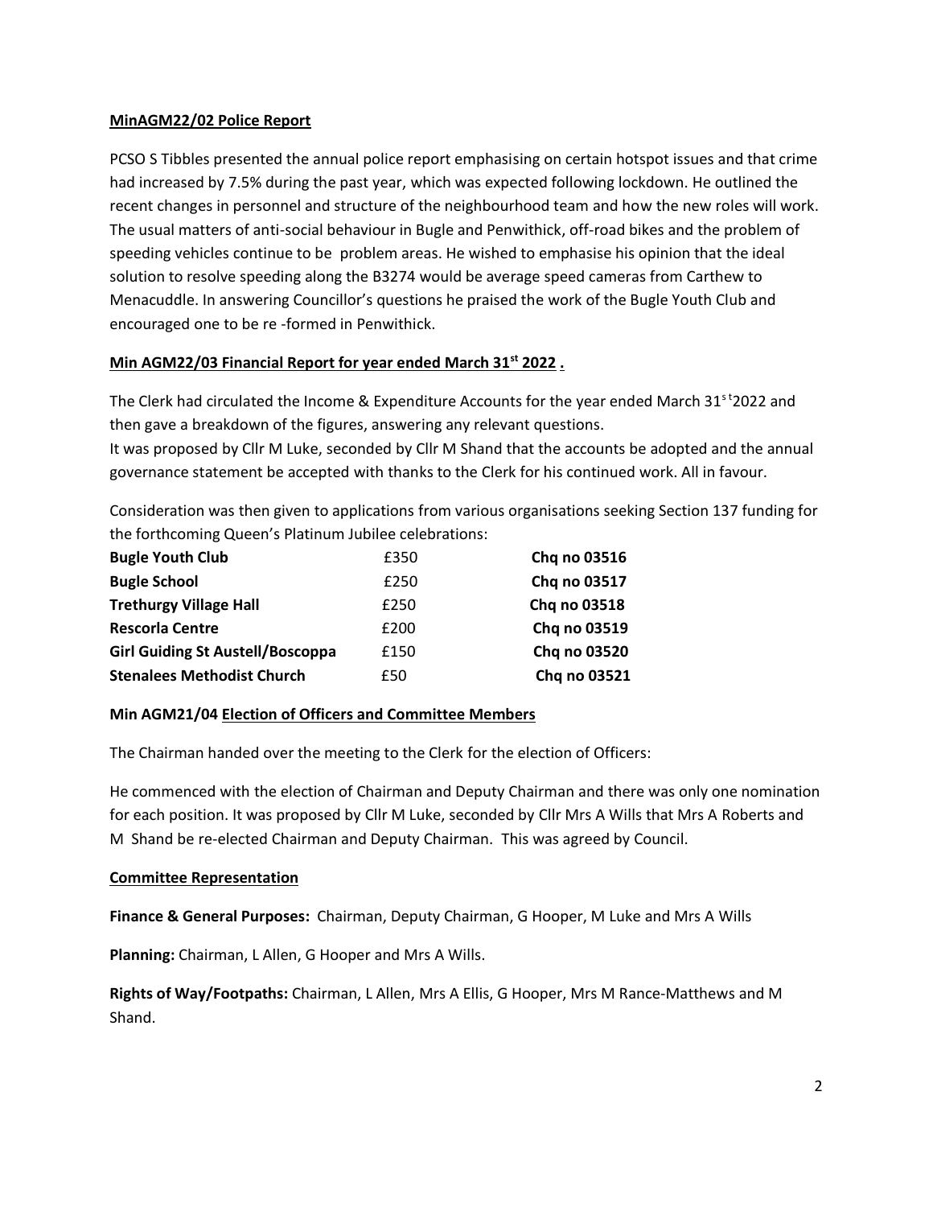**MinAGM22/02 Police Report**

PCSO S Tibbles presented the annual police report emphasising on certain hotspot issues and that crime had increased by 7.5% during the past year, which was expected following lockdown. He outlined the recent changes in personnel and structure of the neighbourhood team and how the new roles will work. The usual matters of anti-social behaviour in Bugle and Penwithick, off-road bikes and the problem of speeding vehicles continue to be problem areas. He wished to emphasise his opinion that the ideal solution to resolve speeding along the B3274 would be average speed cameras from Carthew to Menacuddle. In answering Councillor's questions he praised the work of the Bugle Youth Club and encouraged one to be re -formed in Penwithick.

**Min AGM22/03 Financial Report for year ended March 31st 2022 .**

The Clerk had circulated the Income & Expenditure Accounts for the year ended March 31st 2022 and then gave a breakdown of the figures, answering any relevant questions.
It was proposed by Cllr M Luke, seconded by Cllr M Shand that the accounts be adopted and the annual governance statement be accepted with thanks to the Clerk for his continued work. All in favour.

Consideration was then given to applications from various organisations seeking Section 137 funding for the forthcoming Queen's Platinum Jubilee celebrations:

| | | |
|---|---|---|
| **Bugle Youth Club** | £350 | **Chq no 03516** |
| **Bugle School** | £250 | **Chq no 03517** |
| **Trethurgy Village Hall** | £250 | **Chq no 03518** |
| **Rescorla Centre** | £200 | **Chq no 03519** |
| **Girl Guiding St Austell/Boscoppa** | £150 | **Chq no 03520** |
| **Stenalees Methodist Church** | £50 | **Chq no 03521** |

**Min AGM21/04 Election of Officers and Committee Members**

The Chairman handed over the meeting to the Clerk for the election of Officers:

He commenced with the election of Chairman and Deputy Chairman and there was only one nomination for each position. It was proposed by Cllr M Luke, seconded by Cllr Mrs A Wills that Mrs A Roberts and M Shand be re-elected Chairman and Deputy Chairman. This was agreed by Council.

**Committee Representation**

**Finance & General Purposes:** Chairman, Deputy Chairman, G Hooper, M Luke and Mrs A Wills

**Planning:** Chairman, L Allen, G Hooper and Mrs A Wills.

**Rights of Way/Footpaths:** Chairman, L Allen, Mrs A Ellis, G Hooper, Mrs M Rance-Matthews and M Shand.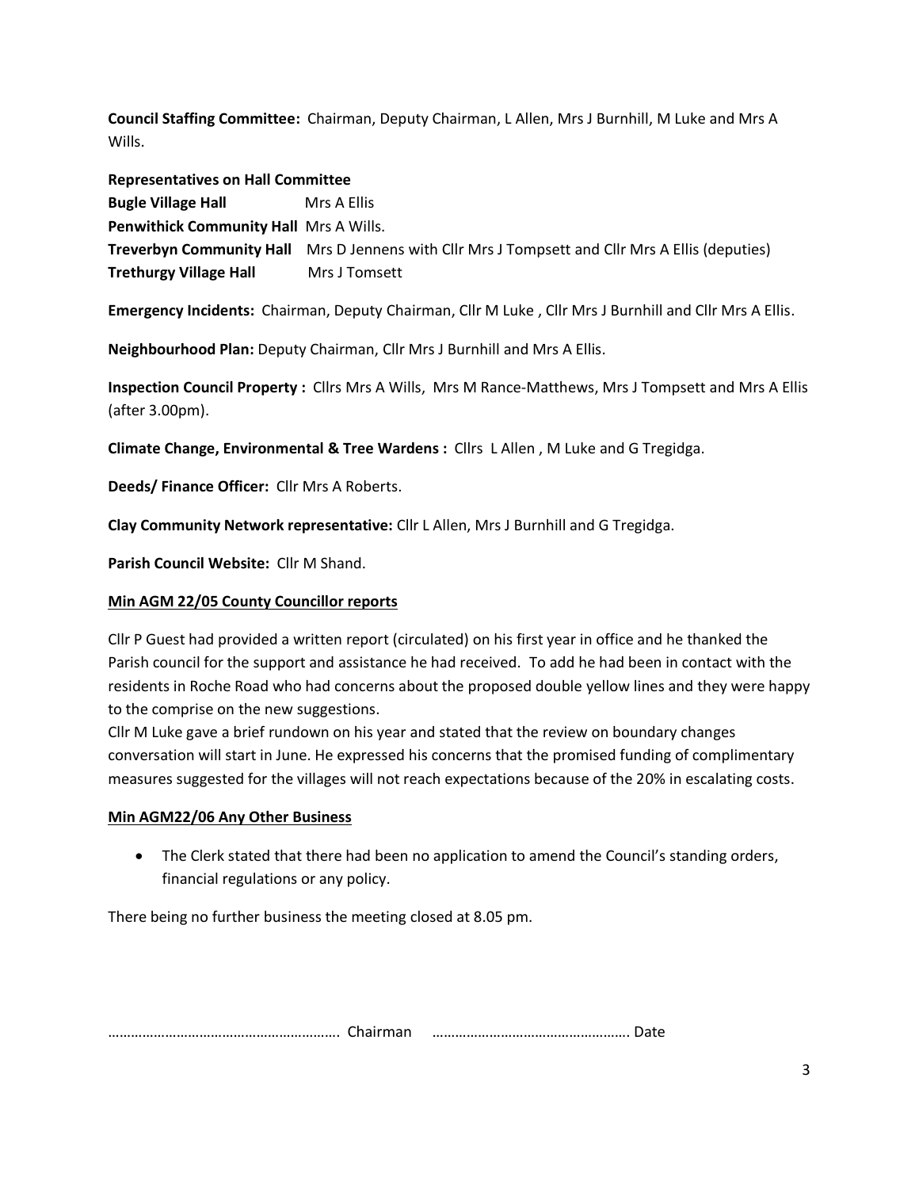**Council Staffing Committee:** Chairman, Deputy Chairman, L Allen, Mrs J Burnhill, M Luke and Mrs A Wills.

**Representatives on Hall Committee**

**Bugle Village Hall** Mrs A Ellis
**Penwithick Community Hall** Mrs A Wills.
**Treverbyn Community Hall** Mrs D Jennens with Cllr Mrs J Tompsett and Cllr Mrs A Ellis (deputies)
**Trethurgy Village Hall** Mrs J Tomsett

**Emergency Incidents:** Chairman, Deputy Chairman, Cllr M Luke , Cllr Mrs J Burnhill and Cllr Mrs A Ellis.

**Neighbourhood Plan:** Deputy Chairman, Cllr Mrs J Burnhill and Mrs A Ellis.

**Inspection Council Property :** Cllrs Mrs A Wills, Mrs M Rance-Matthews, Mrs J Tompsett and Mrs A Ellis (after 3.00pm).

**Climate Change, Environmental & Tree Wardens :** Cllrs L Allen , M Luke and G Tregidga.

**Deeds/ Finance Officer:** Cllr Mrs A Roberts.

**Clay Community Network representative:** Cllr L Allen, Mrs J Burnhill and G Tregidga.

**Parish Council Website:** Cllr M Shand.

**Min AGM 22/05 County Councillor reports**

Cllr P Guest had provided a written report (circulated) on his first year in office and he thanked the Parish council for the support and assistance he had received. To add he had been in contact with the residents in Roche Road who had concerns about the proposed double yellow lines and they were happy to the comprise on the new suggestions.
Cllr M Luke gave a brief rundown on his year and stated that the review on boundary changes conversation will start in June. He expressed his concerns that the promised funding of complimentary measures suggested for the villages will not reach expectations because of the 20% in escalating costs.

**Min AGM22/06 Any Other Business**

- The Clerk stated that there had been no application to amend the Council's standing orders, financial regulations or any policy.

There being no further business the meeting closed at 8.05 pm.

……………………………………………………. Chairman ……………………………………………. Date